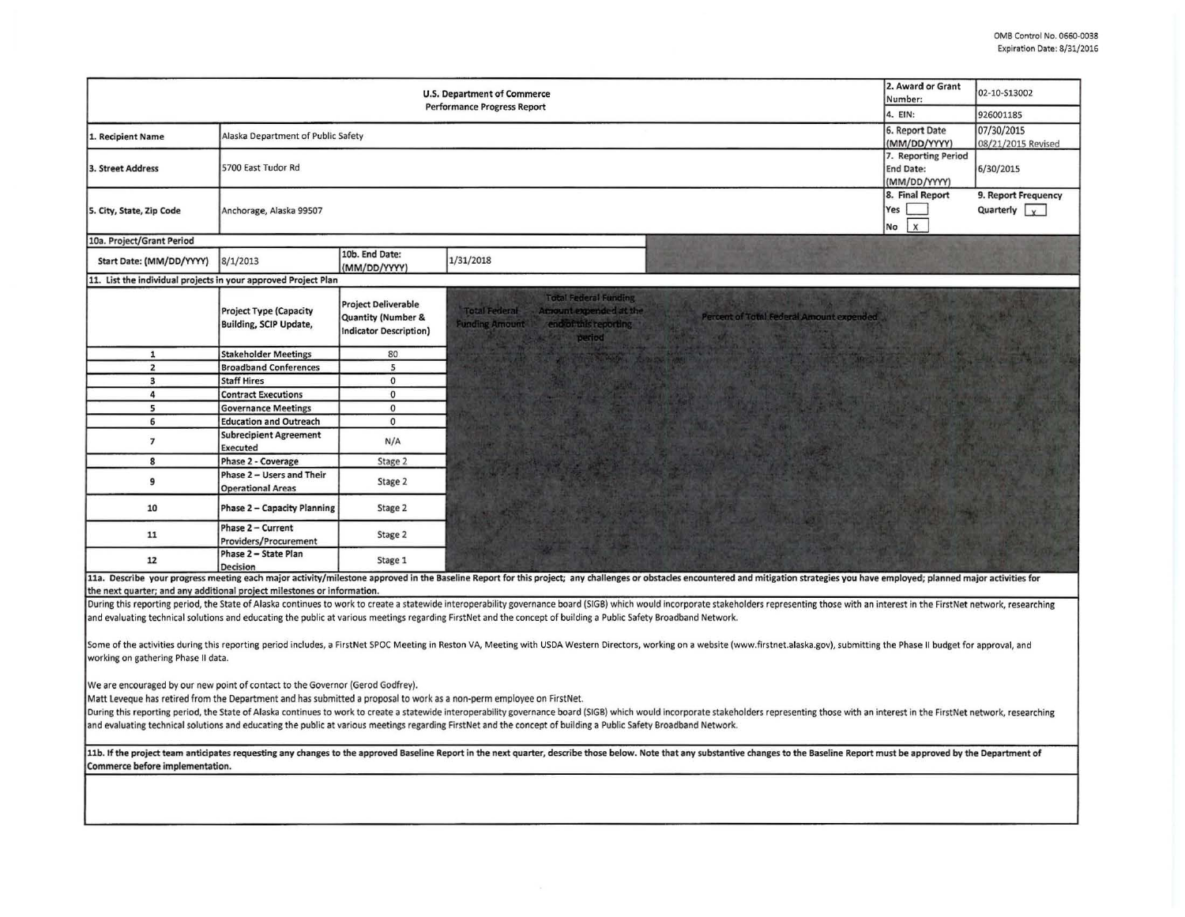OMB Control No. 0660-0038
Expiration Date: 8/31/2016

| U.S. Department of Commerce<br>Performance Progress Report | | 2. Award or Grant Number: | 02-10-S13002 |
|---|---|---|---|
| | | 4. EIN: | 926001185 |
| 1. Recipient Name | Alaska Department of Public Safety | 6. Report Date (MM/DD/YYYY) | 07/30/2015<br>08/21/2015 Revised |
| 3. Street Address | 5700 East Tudor Rd | 7. Reporting Period End Date: (MM/DD/YYYY) | 6/30/2015 |
| 5. City, State, Zip Code | Anchorage, Alaska 99507 | 8. Final Report<br>Yes [ ]<br>No [X] | 9. Report Frequency<br>Quarterly [X] |

**10a. Project/Grant Period**

| Start Date: (MM/DD/YYYY) | 8/1/2013 | 10b. End Date: (MM/DD/YYYY) | 1/31/2018 |
|---|---|---|---|

**11. List the individual projects in your approved Project Plan**

| | Project Type (Capacity Building, SCIP Update, | Project Deliverable Quantity (Number & Indicator Description) | Total Federal Funding Amount | Total Federal Funding Amount expended at the end of this reporting period | Percent of Total Federal Amount expended |
|---|---|---|---|---|---|
| 1 | Stakeholder Meetings | 80 | | | |
| 2 | Broadband Conferences | 5 | | | |
| 3 | Staff Hires | 0 | | | |
| 4 | Contract Executions | 0 | | | |
| 5 | Governance Meetings | 0 | | | |
| 6 | Education and Outreach | 0 | | | |
| 7 | Subrecipient Agreement Executed | N/A | | | |
| 8 | Phase 2 - Coverage | Stage 2 | | | |
| 9 | Phase 2 – Users and Their Operational Areas | Stage 2 | | | |
| 10 | Phase 2 – Capacity Planning | Stage 2 | | | |
| 11 | Phase 2 – Current Providers/Procurement | Stage 2 | | | |
| 12 | Phase 2 – State Plan Decision | Stage 1 | | | |

**11a. Describe your progress meeting each major activity/milestone approved in the Baseline Report for this project; any challenges or obstacles encountered and mitigation strategies you have employed; planned major activities for the next quarter; and any additional project milestones or information.**

During this reporting period, the State of Alaska continues to work to create a statewide interoperability governance board (SIGB) which would incorporate stakeholders representing those with an interest in the FirstNet network, researching and evaluating technical solutions and educating the public at various meetings regarding FirstNet and the concept of building a Public Safety Broadband Network.

Some of the activities during this reporting period includes, a FirstNet SPOC Meeting in Reston VA, Meeting with USDA Western Directors, working on a website (www.firstnet.alaska.gov), submitting the Phase II budget for approval, and working on gathering Phase II data.

We are encouraged by our new point of contact to the Governor (Gerod Godfrey).
Matt Leveque has retired from the Department and has submitted a proposal to work as a non-perm employee on FirstNet.
During this reporting period, the State of Alaska continues to work to create a statewide interoperability governance board (SIGB) which would incorporate stakeholders representing those with an interest in the FirstNet network, researching and evaluating technical solutions and educating the public at various meetings regarding FirstNet and the concept of building a Public Safety Broadband Network.

**11b. If the project team anticipates requesting any changes to the approved Baseline Report in the next quarter, describe those below. Note that any substantive changes to the Baseline Report must be approved by the Department of Commerce before implementation.**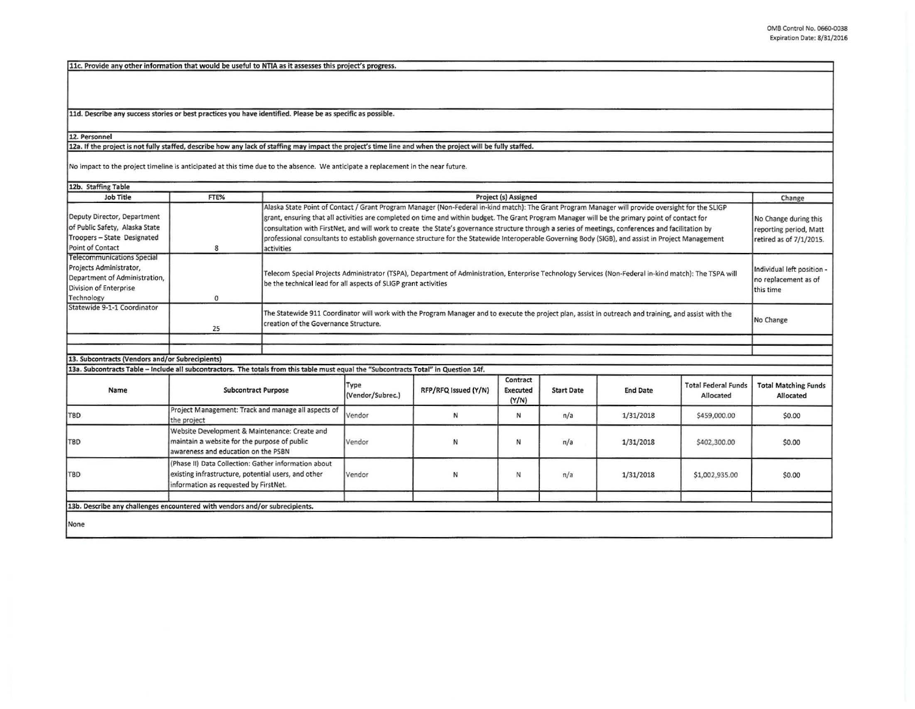**11c. Provide any other information that would be useful to NTIA as it assesses this project's progress.**

**11d. Describe any success stories or best practices you have identified. Please be as specific as possible.**

**12. Personnel**

**12a. If the project is not fully staffed, describe how any lack of staffing may impact the project's time line and when the project will be fully staffed.**

No impact to the project timeline is anticipated at this time due to the absence. We anticipate a replacement in the near future.

**12b. Staffing Table**

| Job Title | FTE% | Project (s) Assigned | Change |
|---|---|---|---|
| Deputy Director, Department of Public Safety, Alaska State Troopers – State Designated Point of Contact | 8 | Alaska State Point of Contact / Grant Program Manager (Non-Federal in-kind match): The Grant Program Manager will provide oversight for the SLIGP grant, ensuring that all activities are completed on time and within budget. The Grant Program Manager will be the primary point of contact for consultation with FirstNet, and will work to create the State's governance structure through a series of meetings, conferences and facilitation by professional consultants to establish governance structure for the Statewide Interoperable Governing Body (SIGB), and assist in Project Management activities | No Change during this reporting period, Matt retired as of 7/1/2015. |
| Telecommunications Special Projects Administrator, Department of Administration, Division of Enterprise Technology | 0 | Telecom Special Projects Administrator (TSPA), Department of Administration, Enterprise Technology Services (Non-Federal in-kind match): The TSPA will be the technical lead for all aspects of SLIGP grant activities | Individual left position - no replacement as of this time |
| Statewide 9-1-1 Coordinator | 25 | The Statewide 911 Coordinator will work with the Program Manager and to execute the project plan, assist in outreach and training, and assist with the creation of the Governance Structure. | No Change |
| | | | |
| | | | |

**13. Subcontracts (Vendors and/or Subrecipients)**

**13a. Subcontracts Table – Include all subcontractors. The totals from this table must equal the "Subcontracts Total" in Question 14f.**

| Name | Subcontract Purpose | Type (Vendor/Subrec.) | RFP/RFQ Issued (Y/N) | Contract Executed (Y/N) | Start Date | End Date | Total Federal Funds Allocated | Total Matching Funds Allocated |
|---|---|---|---|---|---|---|---|---|
| TBD | Project Management: Track and manage all aspects of the project | Vendor | N | N | n/a | 1/31/2018 | $459,000.00 | $0.00 |
| TBD | Website Development & Maintenance: Create and maintain a website for the purpose of public awareness and education on the PSBN | Vendor | N | N | n/a | 1/31/2018 | $402,300.00 | $0.00 |
| TBD | (Phase II) Data Collection: Gather information about existing infrastructure, potential users, and other information as requested by FirstNet. | Vendor | N | N | n/a | 1/31/2018 | $1,002,935.00 | $0.00 |
| | | | | | | | | |

**13b. Describe any challenges encountered with vendors and/or subrecipients.**

None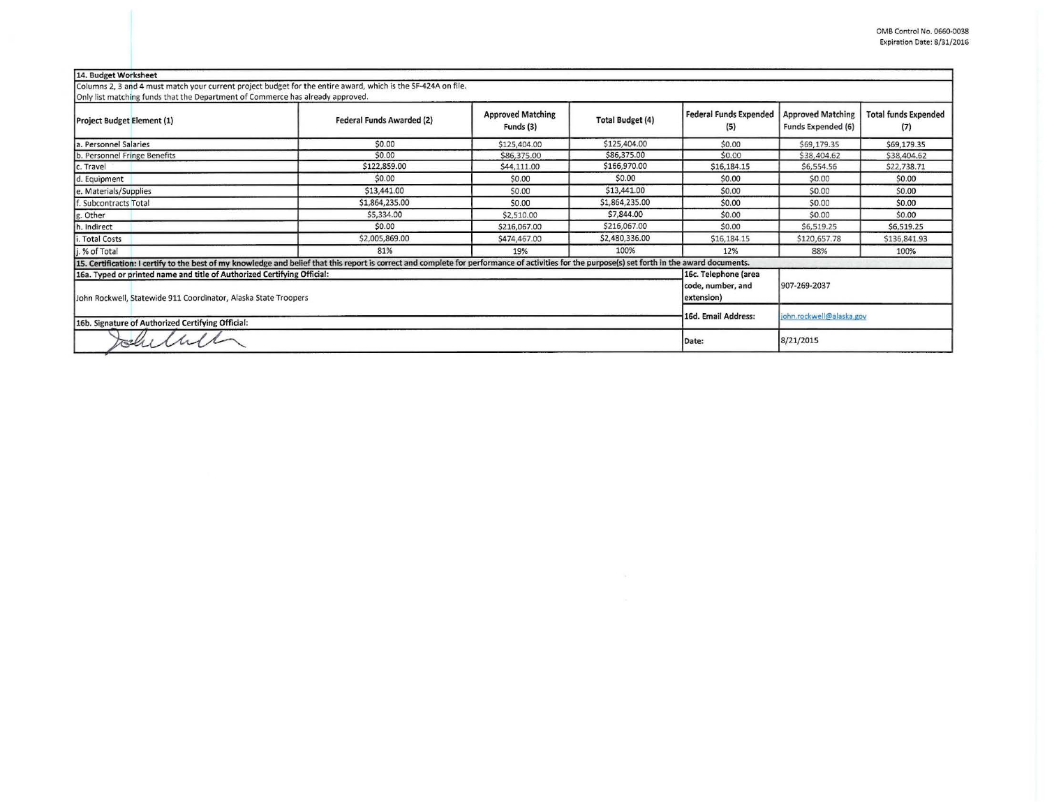OMB Control No. 0660-0038
Expiration Date: 8/31/2016

**14. Budget Worksheet**

Columns 2, 3 and 4 must match your current project budget for the entire award, which is the SF-424A on file.
Only list matching funds that the Department of Commerce has already approved.

| Project Budget Element (1) | Federal Funds Awarded (2) | Approved Matching Funds (3) | Total Budget (4) | Federal Funds Expended (5) | Approved Matching Funds Expended (6) | Total funds Expended (7) |
|---|---|---|---|---|---|---|
| a. Personnel Salaries | $0.00 | $125,404.00 | $125,404.00 | $0.00 | $69,179.35 | $69,179.35 |
| b. Personnel Fringe Benefits | $0.00 | $86,375.00 | $86,375.00 | $0.00 | $38,404.62 | $38,404.62 |
| c. Travel | $122,859.00 | $44,111.00 | $166,970.00 | $16,184.15 | $6,554.56 | $22,738.71 |
| d. Equipment | $0.00 | $0.00 | $0.00 | $0.00 | $0.00 | $0.00 |
| e. Materials/Supplies | $13,441.00 | $0.00 | $13,441.00 | $0.00 | $0.00 | $0.00 |
| f. Subcontracts Total | $1,864,235.00 | $0.00 | $1,864,235.00 | $0.00 | $0.00 | $0.00 |
| g. Other | $5,334.00 | $2,510.00 | $7,844.00 | $0.00 | $0.00 | $0.00 |
| h. Indirect | $0.00 | $216,067.00 | $216,067.00 | $0.00 | $6,519.25 | $6,519.25 |
| i. Total Costs | $2,005,869.00 | $474,467.00 | $2,480,336.00 | $16,184.15 | $120,657.78 | $136,841.93 |
| j. % of Total | 81% | 19% | 100% | 12% | 88% | 100% |

**15. Certification: I certify to the best of my knowledge and belief that this report is correct and complete for performance of activities for the purpose(s) set forth in the award documents.**

| | | |
|---|---|---|
| **16a. Typed or printed name and title of Authorized Certifying Official:** John Rockwell, Statewide 911 Coordinator, Alaska State Troopers | 16c. Telephone (area code, number, and extension) | 907-269-2037 |
| **16b. Signature of Authorized Certifying Official:** | 16d. Email Address: | john.rockwell@alaska.gov |
| John Rockwell | Date: | 8/21/2015 |